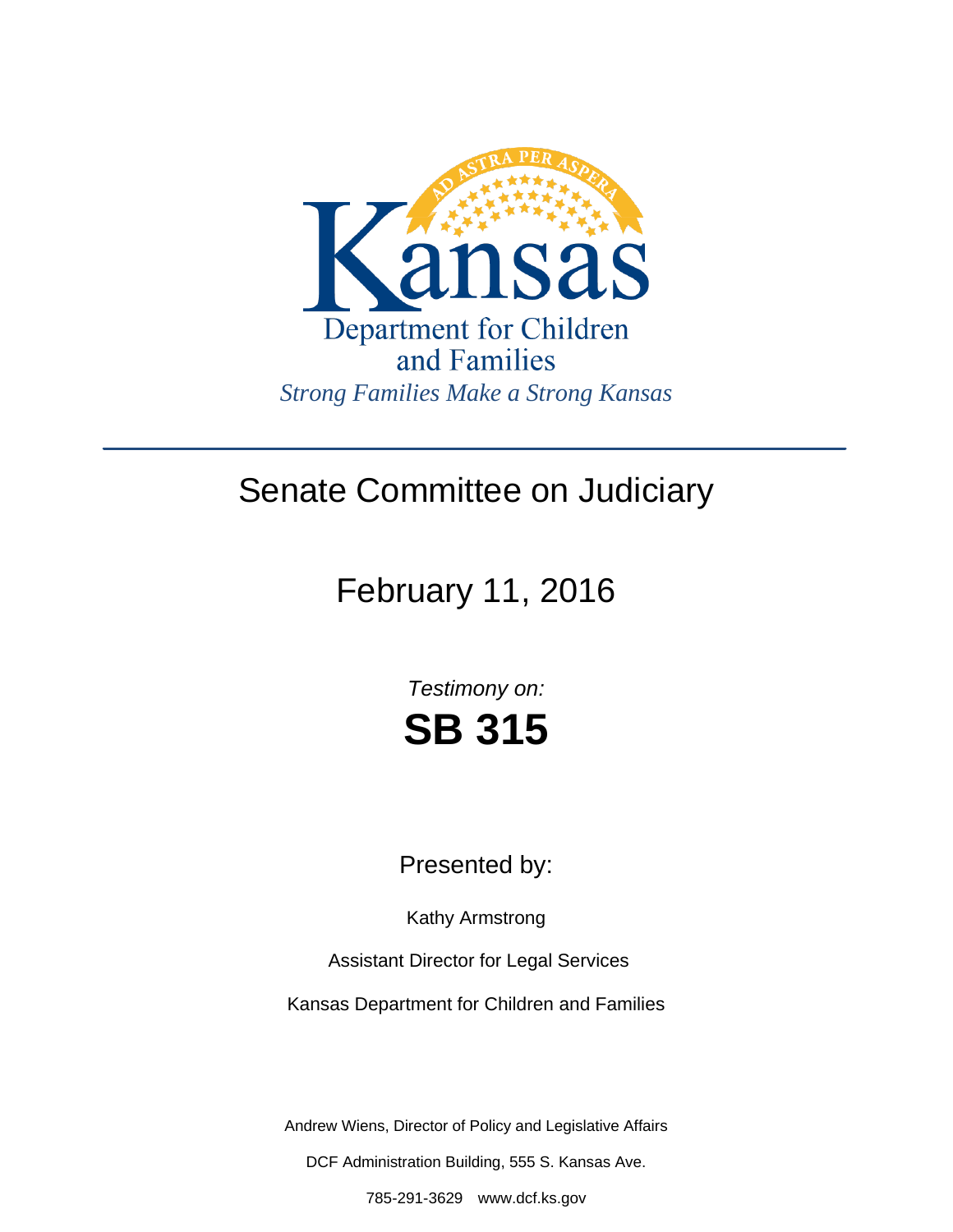AD ASTRA PER ASPERA

Kansas

Department for Children and Families

*Strong Families Make a Strong Kansas*

---

# Senate Committee on Judiciary

## February 11, 2016

*Testimony on:*

# SB 315

Presented by:

Kathy Armstrong

Assistant Director for Legal Services

Kansas Department for Children and Families

Andrew Wiens, Director of Policy and Legislative Affairs

DCF Administration Building, 555 S. Kansas Ave.

785-291-3629 www.dcf.ks.gov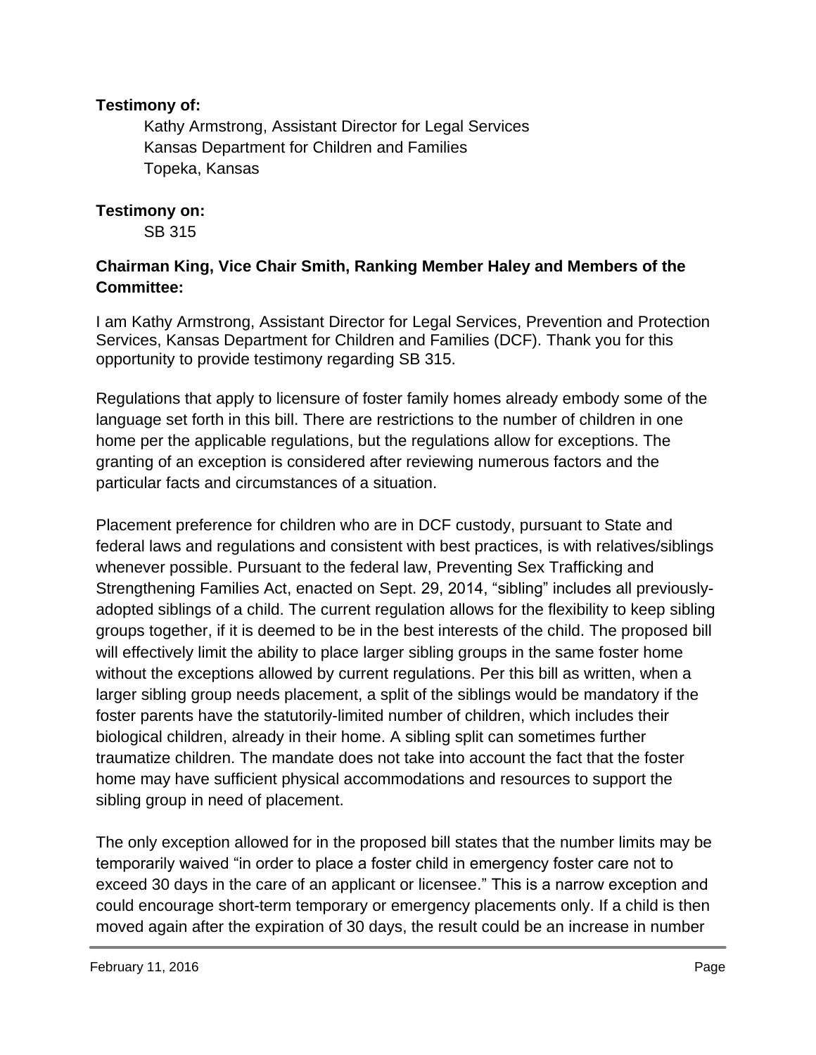**Testimony of:**

Kathy Armstrong, Assistant Director for Legal Services
Kansas Department for Children and Families
Topeka, Kansas

**Testimony on:**

SB 315

**Chairman King, Vice Chair Smith, Ranking Member Haley and Members of the Committee:**

I am Kathy Armstrong, Assistant Director for Legal Services, Prevention and Protection Services, Kansas Department for Children and Families (DCF). Thank you for this opportunity to provide testimony regarding SB 315.

Regulations that apply to licensure of foster family homes already embody some of the language set forth in this bill. There are restrictions to the number of children in one home per the applicable regulations, but the regulations allow for exceptions. The granting of an exception is considered after reviewing numerous factors and the particular facts and circumstances of a situation.

Placement preference for children who are in DCF custody, pursuant to State and federal laws and regulations and consistent with best practices, is with relatives/siblings whenever possible. Pursuant to the federal law, Preventing Sex Trafficking and Strengthening Families Act, enacted on Sept. 29, 2014, "sibling" includes all previously-adopted siblings of a child. The current regulation allows for the flexibility to keep sibling groups together, if it is deemed to be in the best interests of the child. The proposed bill will effectively limit the ability to place larger sibling groups in the same foster home without the exceptions allowed by current regulations. Per this bill as written, when a larger sibling group needs placement, a split of the siblings would be mandatory if the foster parents have the statutorily-limited number of children, which includes their biological children, already in their home. A sibling split can sometimes further traumatize children. The mandate does not take into account the fact that the foster home may have sufficient physical accommodations and resources to support the sibling group in need of placement.

The only exception allowed for in the proposed bill states that the number limits may be temporarily waived "in order to place a foster child in emergency foster care not to exceed 30 days in the care of an applicant or licensee." This is a narrow exception and could encourage short-term temporary or emergency placements only. If a child is then moved again after the expiration of 30 days, the result could be an increase in number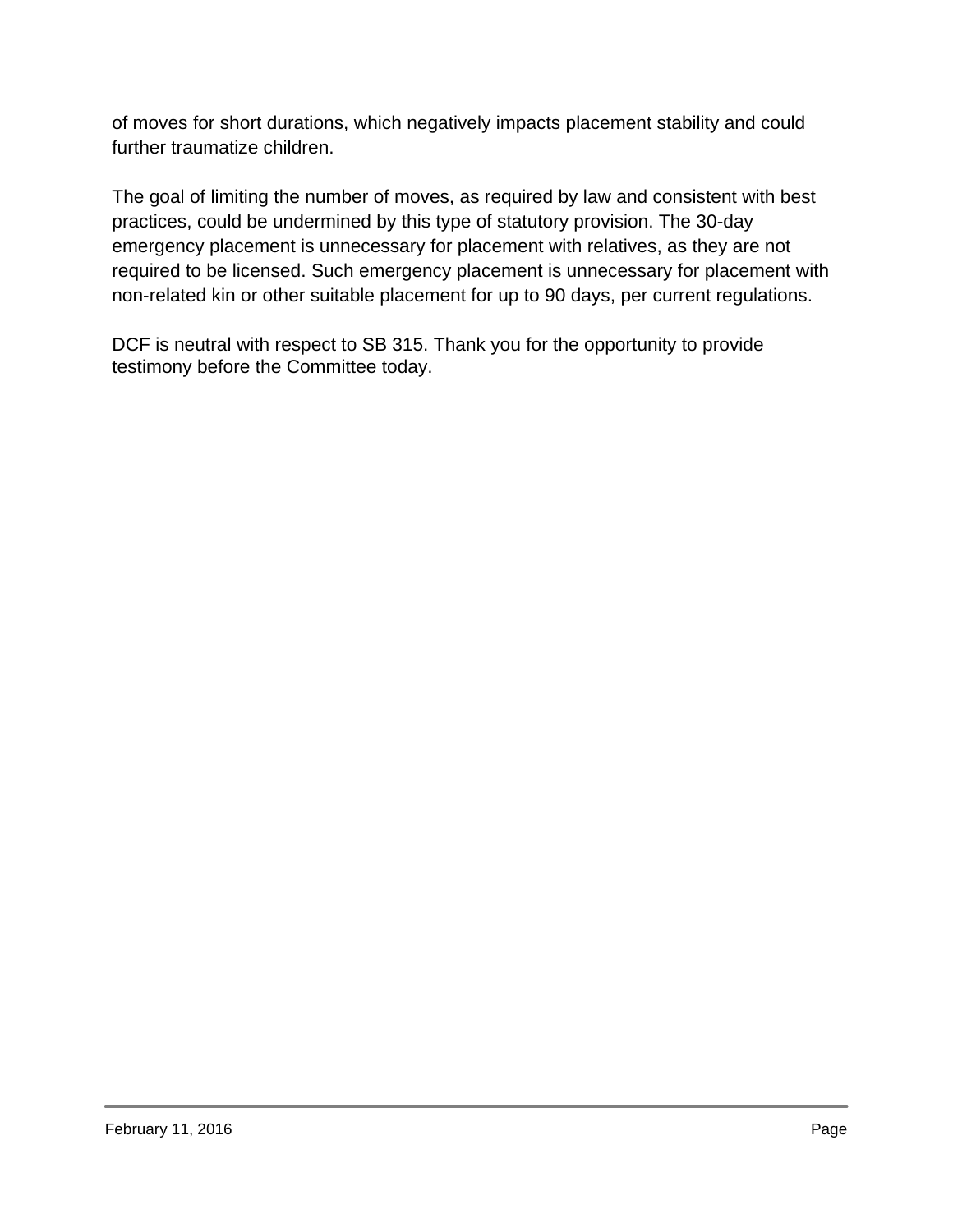of moves for short durations, which negatively impacts placement stability and could further traumatize children.

The goal of limiting the number of moves, as required by law and consistent with best practices, could be undermined by this type of statutory provision. The 30-day emergency placement is unnecessary for placement with relatives, as they are not required to be licensed. Such emergency placement is unnecessary for placement with non-related kin or other suitable placement for up to 90 days, per current regulations.

DCF is neutral with respect to SB 315. Thank you for the opportunity to provide testimony before the Committee today.